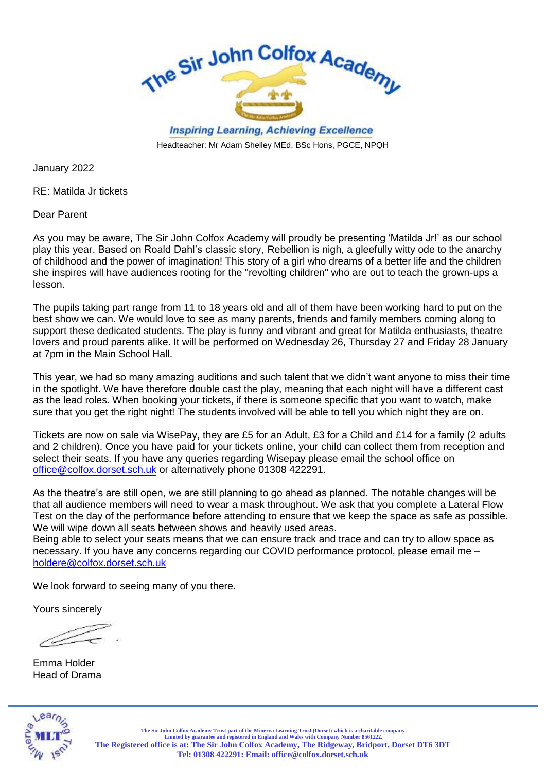The Sir John Colfox Academy

*Inspiring Learning, Achieving Excellence*

Headteacher: Mr Adam Shelley MEd, BSc Hons, PGCE, NPQH

January 2022

RE: Matilda Jr tickets

Dear Parent

As you may be aware, The Sir John Colfox Academy will proudly be presenting 'Matilda Jr!' as our school play this year. Based on Roald Dahl's classic story, Rebellion is nigh, a gleefully witty ode to the anarchy of childhood and the power of imagination! This story of a girl who dreams of a better life and the children she inspires will have audiences rooting for the "revolting children" who are out to teach the grown-ups a lesson.

The pupils taking part range from 11 to 18 years old and all of them have been working hard to put on the best show we can. We would love to see as many parents, friends and family members coming along to support these dedicated students. The play is funny and vibrant and great for Matilda enthusiasts, theatre lovers and proud parents alike. It will be performed on Wednesday 26, Thursday 27 and Friday 28 January at 7pm in the Main School Hall.

This year, we had so many amazing auditions and such talent that we didn't want anyone to miss their time in the spotlight. We have therefore double cast the play, meaning that each night will have a different cast as the lead roles. When booking your tickets, if there is someone specific that you want to watch, make sure that you get the right night! The students involved will be able to tell you which night they are on.

Tickets are now on sale via WisePay, they are £5 for an Adult, £3 for a Child and £14 for a family (2 adults and 2 children). Once you have paid for your tickets online, your child can collect them from reception and select their seats. If you have any queries regarding Wisepay please email the school office on office@colfox.dorset.sch.uk or alternatively phone 01308 422291.

As the theatre's are still open, we are still planning to go ahead as planned. The notable changes will be that all audience members will need to wear a mask throughout. We ask that you complete a Lateral Flow Test on the day of the performance before attending to ensure that we keep the space as safe as possible. We will wipe down all seats between shows and heavily used areas.
Being able to select your seats means that we can ensure track and trace and can try to allow space as necessary. If you have any concerns regarding our COVID performance protocol, please email me – holdere@colfox.dorset.sch.uk

We look forward to seeing many of you there.

Yours sincerely

Emma Holder
Head of Drama

The Sir John Colfox Academy Trust part of the Minerva Learning Trust (Dorset) which is a charitable company
Limited by guarantee and registered in England and Wales with Company Number 8561222.
**The Registered office is at: The Sir John Colfox Academy, The Ridgeway, Bridport, Dorset DT6 3DT**
**Tel: 01308 422291: Email: office@colfox.dorset.sch.uk**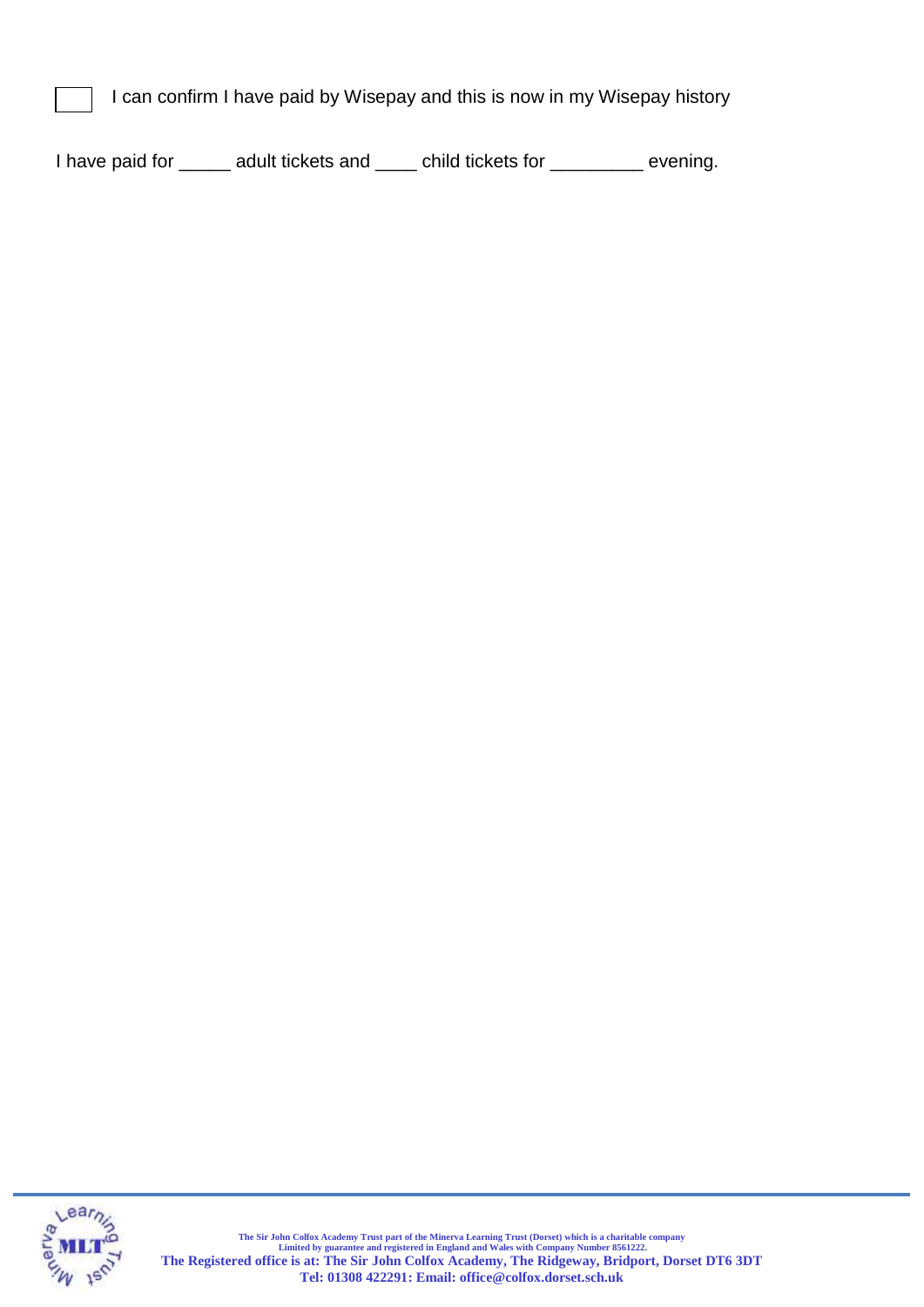☐ I can confirm I have paid by Wisepay and this is now in my Wisepay history

I have paid for _____ adult tickets and ____ child tickets for _________ evening.